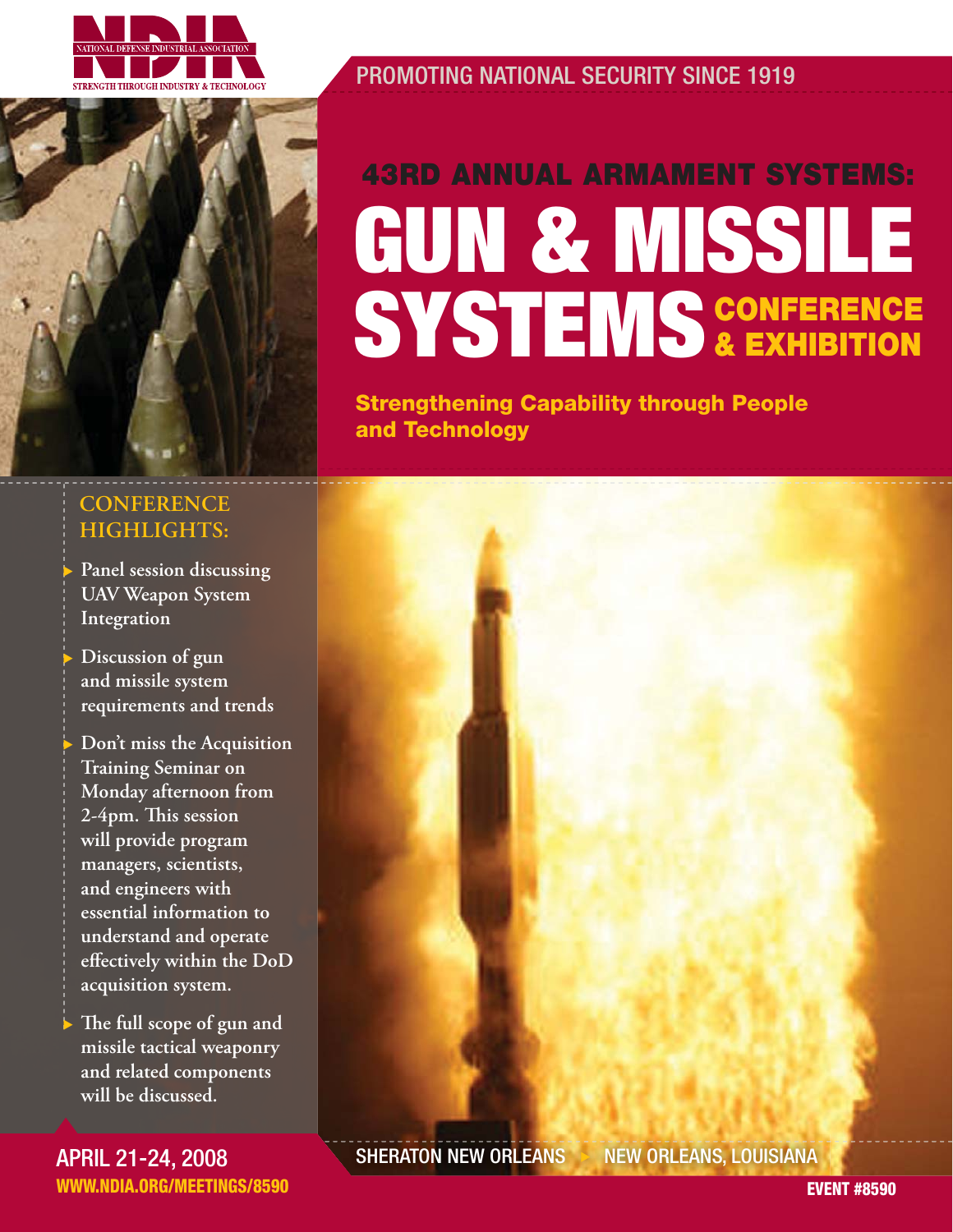NDIA

NATIONAL DEFENSE INDUSTRIAL ASSOCIATION

STRENGTH THROUGH INDUSTRY & TECHNOLOGY

PROMOTING NATIONAL SECURITY SINCE 1919

# 43RD ANNUAL ARMAMENT SYSTEMS: GUN & MISSILE SYSTEMS CONFERENCE & EXHIBITION

**Strengthening Capability through People and Technology**

## CONFERENCE HIGHLIGHTS:

- Panel session discussing UAV Weapon System Integration
- Discussion of gun and missile system requirements and trends
- Don't miss the Acquisition Training Seminar on Monday afternoon from 2-4pm. This session will provide program managers, scientists, and engineers with essential information to understand and operate effectively within the DoD acquisition system.
- The full scope of gun and missile tactical weaponry and related components will be discussed.

APRIL 21-24, 2008

WWW.NDIA.ORG/MEETINGS/8590

SHERATON NEW ORLEANS ▸ NEW ORLEANS, LOUISIANA

EVENT #8590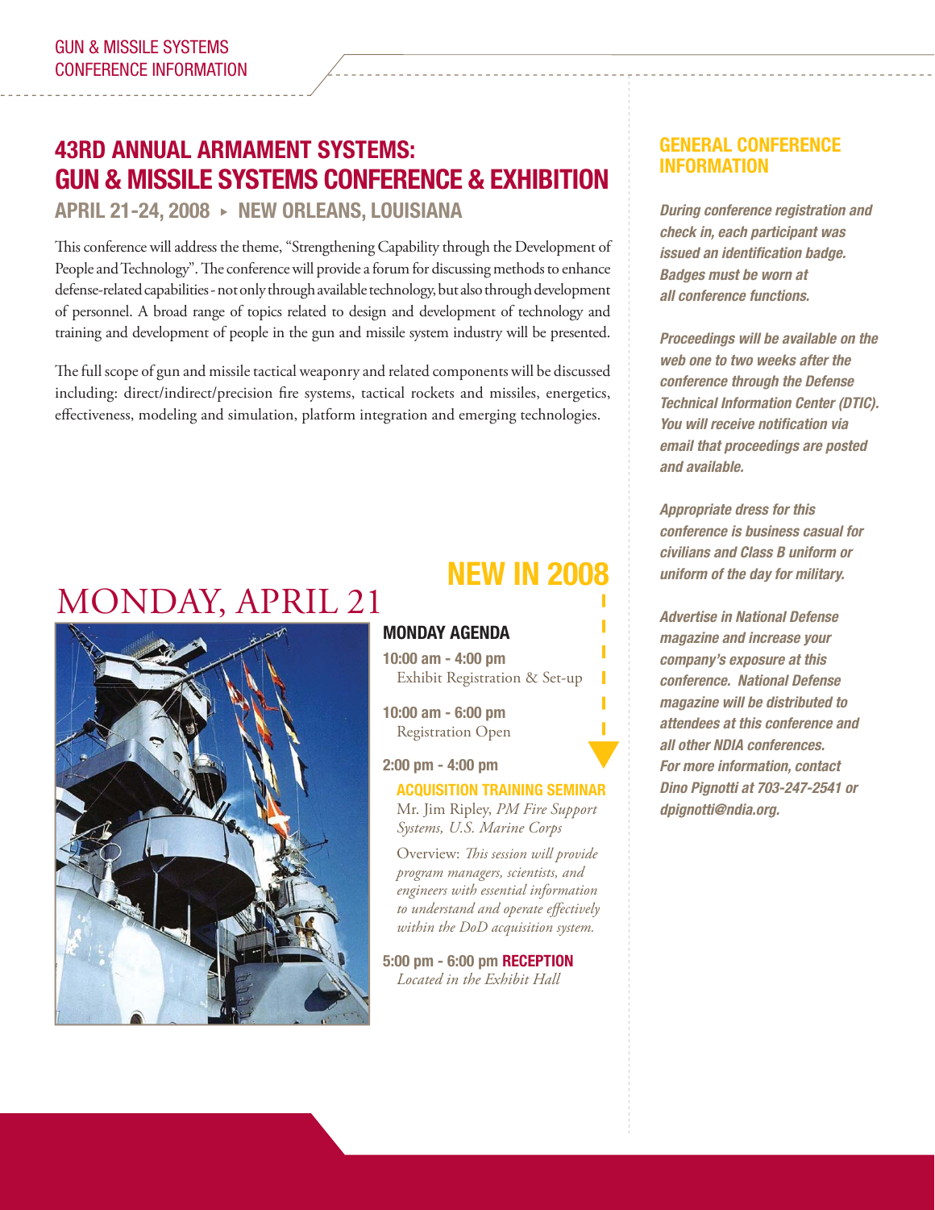# 43RD ANNUAL ARMAMENT SYSTEMS: GUN & MISSILE SYSTEMS CONFERENCE & EXHIBITION

### APRIL 21-24, 2008 ▸ NEW ORLEANS, LOUISIANA

This conference will address the theme, "Strengthening Capability through the Development of People and Technology". The conference will provide a forum for discussing methods to enhance defense-related capabilities - not only through available technology, but also through development of personnel. A broad range of topics related to design and development of technology and training and development of people in the gun and missile system industry will be presented.

The full scope of gun and missile tactical weaponry and related components will be discussed including: direct/indirect/precision fire systems, tactical rockets and missiles, energetics, effectiveness, modeling and simulation, platform integration and emerging technologies.

## MONDAY, APRIL 21

**NEW IN 2008**

### MONDAY AGENDA

**10:00 am - 4:00 pm**
Exhibit Registration & Set-up

**10:00 am - 6:00 pm**
Registration Open

**2:00 pm - 4:00 pm**

**ACQUISITION TRAINING SEMINAR**
Mr. Jim Ripley, *PM Fire Support Systems, U.S. Marine Corps*

Overview: *This session will provide program managers, scientists, and engineers with essential information to understand and operate effectively within the DoD acquisition system.*

**5:00 pm - 6:00 pm RECEPTION**
*Located in the Exhibit Hall*

## GENERAL CONFERENCE INFORMATION

***During conference registration and check in, each participant was issued an identification badge. Badges must be worn at all conference functions.***

***Proceedings will be available on the web one to two weeks after the conference through the Defense Technical Information Center (DTIC). You will receive notification via email that proceedings are posted and available.***

***Appropriate dress for this conference is business casual for civilians and Class B uniform or uniform of the day for military.***

***Advertise in National Defense magazine and increase your company's exposure at this conference. National Defense magazine will be distributed to attendees at this conference and all other NDIA conferences. For more information, contact Dino Pignotti at 703-247-2541 or dpignotti@ndia.org.***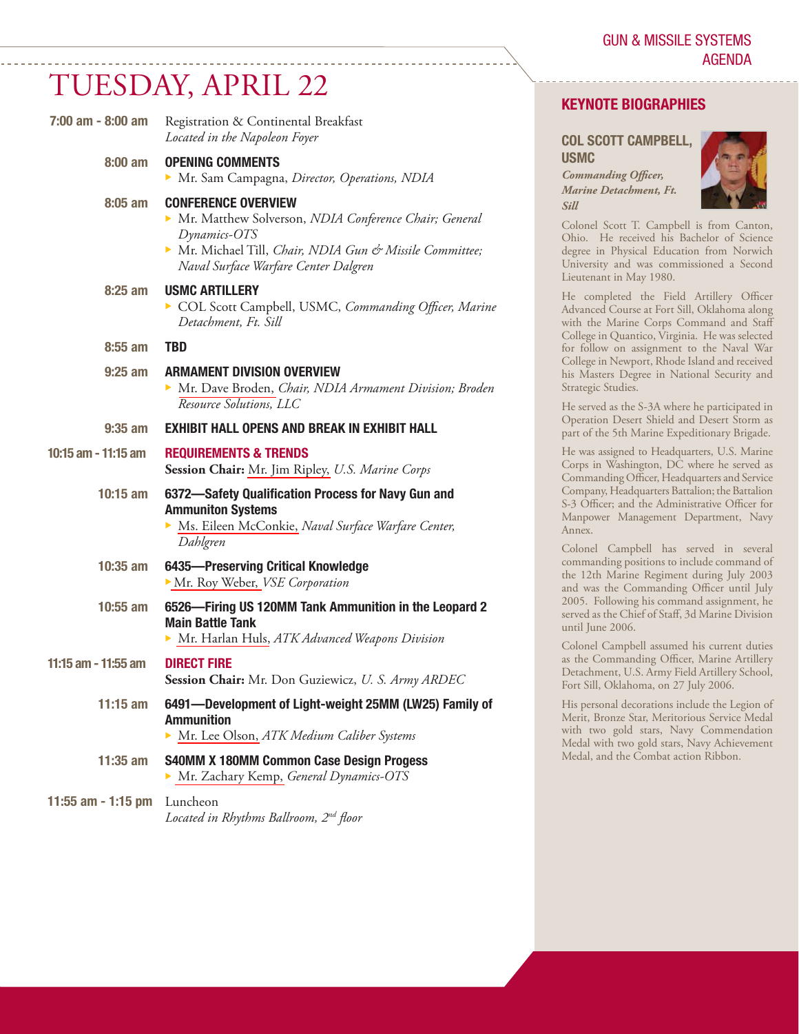# TUESDAY, APRIL 22

**7:00 am - 8:00 am** Registration & Continental Breakfast
*Located in the Napoleon Foyer*

**8:00 am** **OPENING COMMENTS**
- Mr. Sam Campagna, *Director, Operations, NDIA*

**8:05 am** **CONFERENCE OVERVIEW**
- Mr. Matthew Solverson, *NDIA Conference Chair; General Dynamics-OTS*
- Mr. Michael Till, *Chair, NDIA Gun & Missile Committee; Naval Surface Warfare Center Dalgren*

**8:25 am** **USMC ARTILLERY**
- COL Scott Campbell, USMC, *Commanding Officer, Marine Detachment, Ft. Sill*

**8:55 am** **TBD**

**9:25 am** **ARMAMENT DIVISION OVERVIEW**
- Mr. Dave Broden, *Chair, NDIA Armament Division; Broden Resource Solutions, LLC*

**9:35 am** **EXHIBIT HALL OPENS AND BREAK IN EXHIBIT HALL**

**10:15 am - 11:15 am** **REQUIREMENTS & TRENDS**
**Session Chair:** Mr. Jim Ripley, *U.S. Marine Corps*

**10:15 am** **6372—Safety Qualification Process for Navy Gun and Ammuniton Systems**
- Ms. Eileen McConkie, *Naval Surface Warfare Center, Dahlgren*

**10:35 am** **6435—Preserving Critical Knowledge**
- Mr. Roy Weber, *VSE Corporation*

**10:55 am** **6526—Firing US 120MM Tank Ammunition in the Leopard 2 Main Battle Tank**
- Mr. Harlan Huls, *ATK Advanced Weapons Division*

**11:15 am - 11:55 am** **DIRECT FIRE**
**Session Chair:** Mr. Don Guziewicz, *U. S. Army ARDEC*

**11:15 am** **6491—Development of Light-weight 25MM (LW25) Family of Ammunition**
- Mr. Lee Olson, *ATK Medium Caliber Systems*

**11:35 am** **S40MM X 180MM Common Case Design Progess**
- Mr. Zachary Kemp, *General Dynamics-OTS*

**11:55 am - 1:15 pm** Luncheon
*Located in Rhythms Ballroom, 2nd floor*

## KEYNOTE BIOGRAPHIES

### COL SCOTT CAMPBELL, USMC

***Commanding Officer, Marine Detachment, Ft. Sill***

Colonel Scott T. Campbell is from Canton, Ohio. He received his Bachelor of Science degree in Physical Education from Norwich University and was commissioned a Second Lieutenant in May 1980.

He completed the Field Artillery Officer Advanced Course at Fort Sill, Oklahoma along with the Marine Corps Command and Staff College in Quantico, Virginia. He was selected for follow on assignment to the Naval War College in Newport, Rhode Island and received his Masters Degree in National Security and Strategic Studies.

He served as the S-3A where he participated in Operation Desert Shield and Desert Storm as part of the 5th Marine Expeditionary Brigade.

He was assigned to Headquarters, U.S. Marine Corps in Washington, DC where he served as Commanding Officer, Headquarters and Service Company, Headquarters Battalion; the Battalion S-3 Officer; and the Administrative Officer for Manpower Management Department, Navy Annex.

Colonel Campbell has served in several commanding positions to include command of the 12th Marine Regiment during July 2003 and was the Commanding Officer until July 2005. Following his command assignment, he served as the Chief of Staff, 3d Marine Division until June 2006.

Colonel Campbell assumed his current duties as the Commanding Officer, Marine Artillery Detachment, U.S. Army Field Artillery School, Fort Sill, Oklahoma, on 27 July 2006.

His personal decorations include the Legion of Merit, Bronze Star, Meritorious Service Medal with two gold stars, Navy Commendation Medal with two gold stars, Navy Achievement Medal, and the Combat action Ribbon.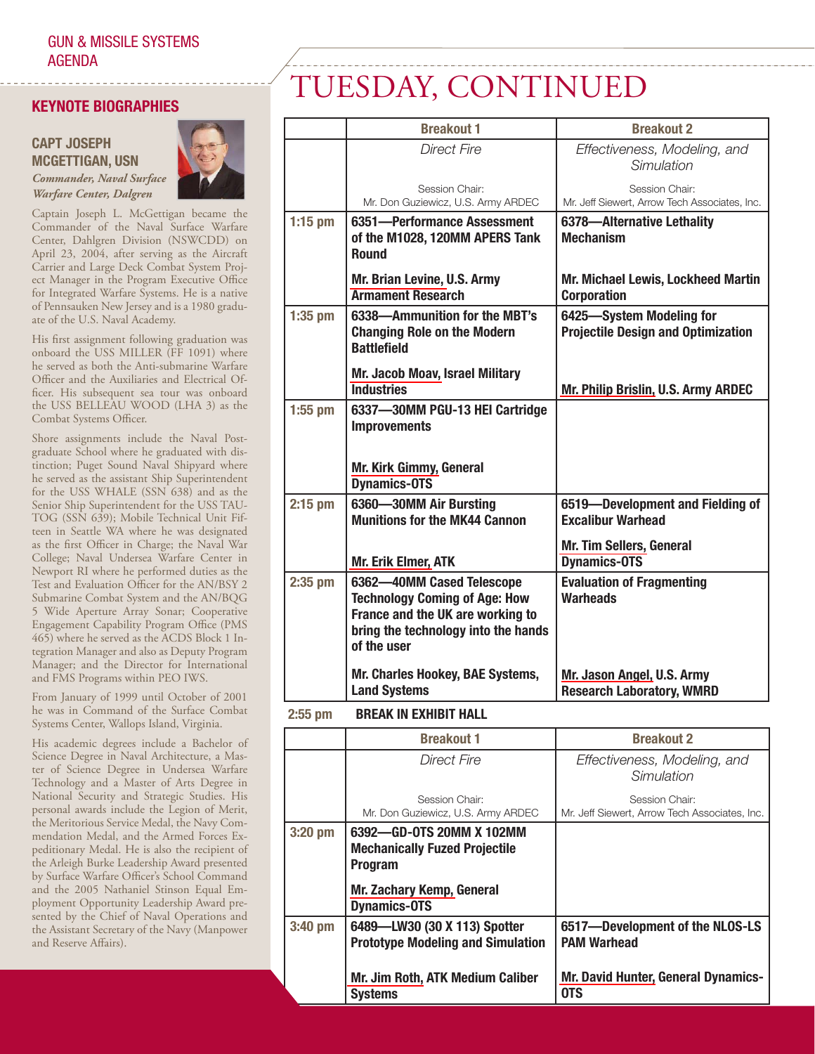GUN & MISSILE SYSTEMS AGENDA

## KEYNOTE BIOGRAPHIES

### CAPT JOSEPH MCGETTIGAN, USN

*Commander, Naval Surface Warfare Center, Dalgren*

Captain Joseph L. McGettigan became the Commander of the Naval Surface Warfare Center, Dahlgren Division (NSWCDD) on April 23, 2004, after serving as the Aircraft Carrier and Large Deck Combat System Project Manager in the Program Executive Office for Integrated Warfare Systems. He is a native of Pennsauken New Jersey and is a 1980 graduate of the U.S. Naval Academy.

His first assignment following graduation was onboard the USS MILLER (FF 1091) where he served as both the Anti-submarine Warfare Officer and the Auxiliaries and Electrical Officer. His subsequent sea tour was onboard the USS BELLEAU WOOD (LHA 3) as the Combat Systems Officer.

Shore assignments include the Naval Postgraduate School where he graduated with distinction; Puget Sound Naval Shipyard where he served as the assistant Ship Superintendent for the USS WHALE (SSN 638) and as the Senior Ship Superintendent for the USS TAUTOG (SSN 639); Mobile Technical Unit Fifteen in Seattle WA where he was designated as the first Officer in Charge; the Naval War College; Naval Undersea Warfare Center in Newport RI where he performed duties as the Test and Evaluation Officer for the AN/BSY 2 Submarine Combat System and the AN/BQG 5 Wide Aperture Array Sonar; Cooperative Engagement Capability Program Office (PMS 465) where he served as the ACDS Block 1 Integration Manager and also as Deputy Program Manager; and the Director for International and FMS Programs within PEO IWS.

From January of 1999 until October of 2001 he was in Command of the Surface Combat Systems Center, Wallops Island, Virginia.

His academic degrees include a Bachelor of Science Degree in Naval Architecture, a Master of Science Degree in Undersea Warfare Technology and a Master of Arts Degree in National Security and Strategic Studies. His personal awards include the Legion of Merit, the Meritorious Service Medal, the Navy Commendation Medal, and the Armed Forces Expeditionary Medal. He is also the recipient of the Arleigh Burke Leadership Award presented by Surface Warfare Officer's School Command and the 2005 Nathaniel Stinson Equal Employment Opportunity Leadership Award presented by the Chief of Naval Operations and the Assistant Secretary of the Navy (Manpower and Reserve Affairs).

# TUESDAY, CONTINUED

| | Breakout 1 | Breakout 2 |
|---|---|---|
| | *Direct Fire*<br>Session Chair:<br>Mr. Don Guziewicz, U.S. Army ARDEC | *Effectiveness, Modeling, and Simulation*<br>Session Chair:<br>Mr. Jeff Siewert, Arrow Tech Associates, Inc. |
| **1:15 pm** | **6351—Performance Assessment of the M1028, 120MM APERS Tank Round**<br>**Mr. Brian Levine, U.S. Army Armament Research** | **6378—Alternative Lethality Mechanism**<br>**Mr. Michael Lewis, Lockheed Martin Corporation** |
| **1:35 pm** | **6338—Ammunition for the MBT's Changing Role on the Modern Battlefield**<br>**Mr. Jacob Moav, Israel Military Industries** | **6425—System Modeling for Projectile Design and Optimization**<br>**Mr. Philip Breslin, U.S. Army ARDEC** |
| **1:55 pm** | **6337—30MM PGU-13 HEI Cartridge Improvements**<br>**Mr. Kirk Gimmy, General Dynamics-OTS** | |
| **2:15 pm** | **6360—30MM Air Bursting Munitions for the MK44 Cannon**<br>**Mr. Erik Elmer, ATK** | **6519—Development and Fielding of Excalibur Warhead**<br>**Mr. Tim Sellers, General Dynamics-OTS** |
| **2:35 pm** | **6362—40MM Cased Telescope Technology Coming of Age: How France and the UK are working to bring the technology into the hands of the user**<br>**Mr. Charles Hookey, BAE Systems, Land Systems** | **Evaluation of Fragmenting Warheads**<br>**Mr. Jason Angel, U.S. Army Research Laboratory, WMRD** |
| **2:55 pm** | **BREAK IN EXHIBIT HALL** | |

| | Breakout 1 | Breakout 2 |
|---|---|---|
| | *Direct Fire*<br>Session Chair:<br>Mr. Don Guziewicz, U.S. Army ARDEC | *Effectiveness, Modeling, and Simulation*<br>Session Chair:<br>Mr. Jeff Siewert, Arrow Tech Associates, Inc. |
| **3:20 pm** | **6392—GD-OTS 20MM X 102MM Mechanically Fuzed Projectile Program**<br>**Mr. Zachary Kemp, General Dynamics-OTS** | |
| **3:40 pm** | **6489—LW30 (30 X 113) Spotter Prototype Modeling and Simulation**<br>**Mr. Jim Roth, ATK Medium Caliber Systems** | **6517—Development of the NLOS-LS PAM Warhead**<br>**Mr. David Hunter, General Dynamics-OTS** |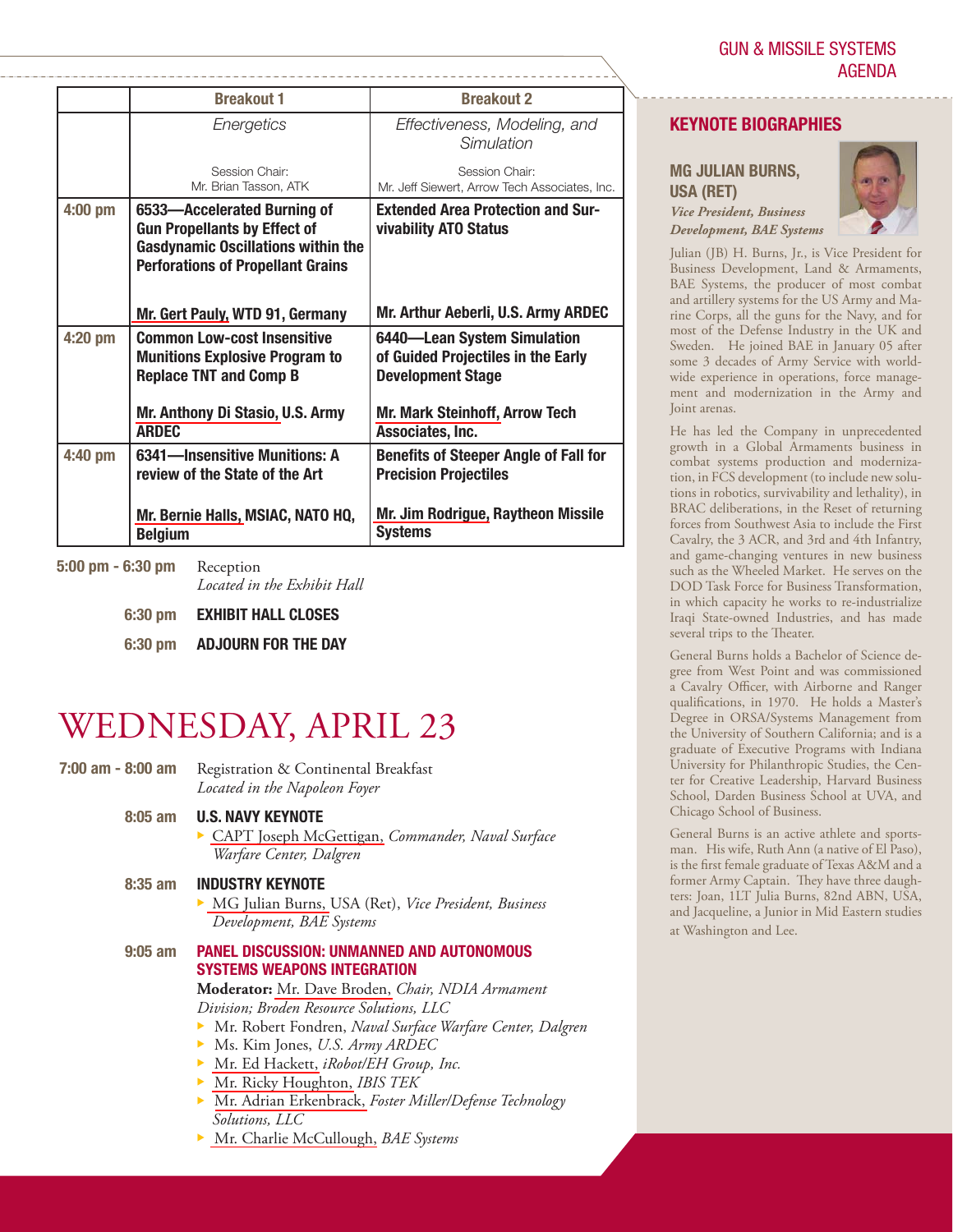| | Breakout 1 | Breakout 2 |
|---|---|---|
| | *Energetics*<br><br>Session Chair:<br>Mr. Brian Tasson, ATK | *Effectiveness, Modeling, and Simulation*<br><br>Session Chair:<br>Mr. Jeff Siewert, Arrow Tech Associates, Inc. |
| **4:00 pm** | **6533—Accelerated Burning of Gun Propellants by Effect of Gasdynamic Oscillations within the Perforations of Propellant Grains**<br><br>**Mr. Gert Pauly, WTD 91, Germany** | **Extended Area Protection and Survivability ATO Status**<br><br>**Mr. Arthur Aeberli, U.S. Army ARDEC** |
| **4:20 pm** | **Common Low-cost Insensitive Munitions Explosive Program to Replace TNT and Comp B**<br><br>**Mr. Anthony Di Stasio, U.S. Army ARDEC** | **6440—Lean System Simulation of Guided Projectiles in the Early Development Stage**<br><br>**Mr. Mark Steinhoff, Arrow Tech Associates, Inc.** |
| **4:40 pm** | **6341—Insensitive Munitions: A review of the State of the Art**<br><br>**Mr. Bernie Halls, MSIAC, NATO HQ, Belgium** | **Benefits of Steeper Angle of Fall for Precision Projectiles**<br><br>**Mr. Jim Rodrigue, Raytheon Missile Systems** |

**5:00 pm - 6:30 pm** Reception
*Located in the Exhibit Hall*

**6:30 pm** **EXHIBIT HALL CLOSES**

**6:30 pm** **ADJOURN FOR THE DAY**

# WEDNESDAY, APRIL 23

**7:00 am - 8:00 am** Registration & Continental Breakfast
*Located in the Napoleon Foyer*

**8:05 am** **U.S. NAVY KEYNOTE**
- CAPT Joseph McGettigan, *Commander, Naval Surface Warfare Center, Dalgren*

**8:35 am** **INDUSTRY KEYNOTE**
- MG Julian Burns, USA (Ret), *Vice President, Business Development, BAE Systems*

**9:05 am** **PANEL DISCUSSION: UNMANNED AND AUTONOMOUS SYSTEMS WEAPONS INTEGRATION**

**Moderator:** Mr. Dave Broden, *Chair, NDIA Armament Division; Broden Resource Solutions, LLC*
- Mr. Robert Fondren, *Naval Surface Warfare Center, Dalgren*
- Ms. Kim Jones, *U.S. Army ARDEC*
- Mr. Ed Hackett, *iRobot/EH Group, Inc.*
- Mr. Ricky Houghton, *IBIS TEK*
- Mr. Adrian Erkenbrack, *Foster Miller/Defense Technology Solutions, LLC*
- Mr. Charlie McCullough, *BAE Systems*

## KEYNOTE BIOGRAPHIES

### MG JULIAN BURNS, USA (RET)

***Vice President, Business Development, BAE Systems***

Julian (JB) H. Burns, Jr., is Vice President for Business Development, Land & Armaments, BAE Systems, the producer of most combat and artillery systems for the US Army and Marine Corps, all the guns for the Navy, and for most of the Defense Industry in the UK and Sweden. He joined BAE in January 05 after some 3 decades of Army Service with worldwide experience in operations, force management and modernization in the Army and Joint arenas.

He has led the Company in unprecedented growth in a Global Armaments business in combat systems production and modernization, in FCS development (to include new solutions in robotics, survivability and lethality), in BRAC deliberations, in the Reset of returning forces from Southwest Asia to include the First Cavalry, the 3 ACR, and 3rd and 4th Infantry, and game-changing ventures in new business such as the Wheeled Market. He serves on the DOD Task Force for Business Transformation, in which capacity he works to re-industrialize Iraqi State-owned Industries, and has made several trips to the Theater.

General Burns holds a Bachelor of Science degree from West Point and was commissioned a Cavalry Officer, with Airborne and Ranger qualifications, in 1970. He holds a Master's Degree in ORSA/Systems Management from the University of Southern California; and is a graduate of Executive Programs with Indiana University for Philanthropic Studies, the Center for Creative Leadership, Harvard Business School, Darden Business School at UVA, and Chicago School of Business.

General Burns is an active athlete and sportsman. His wife, Ruth Ann (a native of El Paso), is the first female graduate of Texas A&M and a former Army Captain. They have three daughters: Joan, 1LT Julia Burns, 82nd ABN, USA, and Jacqueline, a Junior in Mid Eastern studies at Washington and Lee.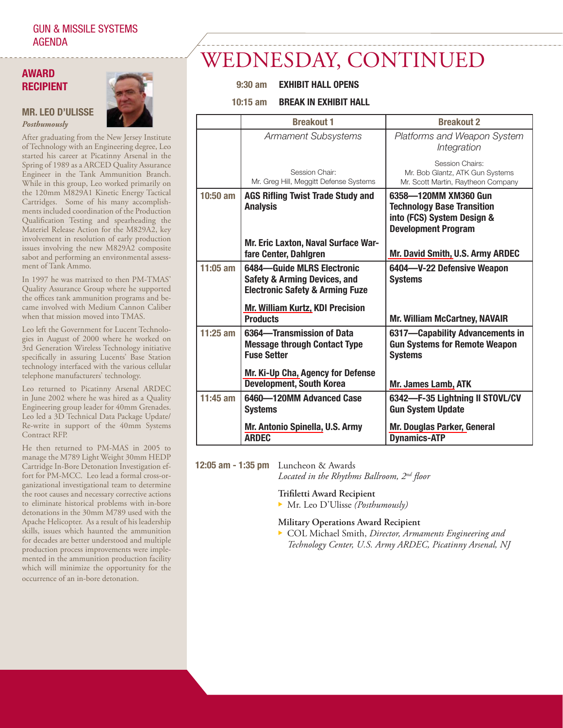GUN & MISSILE SYSTEMS AGENDA

## AWARD RECIPIENT

### MR. LEO D'ULISSE

*Posthumously*

After graduating from the New Jersey Institute of Technology with an Engineering degree, Leo started his career at Picatinny Arsenal in the Spring of 1989 as a ARCED Quality Assurance Engineer in the Tank Ammunition Branch. While in this group, Leo worked primarily on the 120mm M829A1 Kinetic Energy Tactical Cartridges. Some of his many accomplishments included coordination of the Production Qualification Testing and spearheading the Materiel Release Action for the M829A2, key involvement in resolution of early production issues involving the new M829A2 composite sabot and performing an environmental assessment of Tank Ammo.

In 1997 he was matrixed to then PM-TMAS' Quality Assurance Group where he supported the offices tank ammunition programs and became involved with Medium Cannon Caliber when that mission moved into TMAS.

Leo left the Government for Lucent Technologies in August of 2000 where he worked on 3rd Generation Wireless Technology initiative specifically in assuring Lucents' Base Station technology interfaced with the various cellular telephone manufacturers' technology.

Leo returned to Picatinny Arsenal ARDEC in June 2002 where he was hired as a Quality Engineering group leader for 40mm Grenades. Leo led a 3D Technical Data Package Update/Re-write in support of the 40mm Systems Contract RFP.

He then returned to PM-MAS in 2005 to manage the M789 Light Weight 30mm HEDP Cartridge In-Bore Detonation Investigation effort for PM-MCC. Leo lead a formal cross-organizational investigational team to determine the root causes and necessary corrective actions to eliminate historical problems with in-bore detonations in the 30mm M789 used with the Apache Helicopter. As a result of his leadership skills, issues which haunted the ammunition for decades are better understood and multiple production process improvements were implemented in the ammunition production facility which will minimize the opportunity for the occurrence of an in-bore detonation.

# WEDNESDAY, CONTINUED

**9:30 am** **EXHIBIT HALL OPENS**

**10:15 am** **BREAK IN EXHIBIT HALL**

| | Breakout 1 | Breakout 2 |
|---|---|---|
| | *Armament Subsystems*<br>Session Chair:<br>Mr. Greg Hill, Meggitt Defense Systems | *Platforms and Weapon System Integration*<br>Session Chairs:<br>Mr. Bob Glantz, ATK Gun Systems<br>Mr. Scott Martin, Raytheon Company |
| **10:50 am** | **AGS Rifling Twist Trade Study and Analysis**<br>**Mr. Eric Laxton, Naval Surface Warfare Center, Dahlgren** | **6358—120MM XM360 Gun Technology Base Transition into (FCS) System Design & Development Program**<br>**Mr. David Smith, U.S. Army ARDEC** |
| **11:05 am** | **6484—Guide MLRS Electronic Safety & Arming Devices, and Electronic Safety & Arming Fuze**<br>**Mr. William Kurtz, KDI Precision Products** | **6404—V-22 Defensive Weapon Systems**<br>**Mr. William McCartney, NAVAIR** |
| **11:25 am** | **6364—Transmission of Data Message through Contact Type Fuse Setter**<br>**Mr. Ki-Up Cha, Agency for Defense Development, South Korea** | **6317—Capability Advancements in Gun Systems for Remote Weapon Systems**<br>**Mr. James Lamb, ATK** |
| **11:45 am** | **6460—120MM Advanced Case Systems**<br>**Mr. Antonio Spinella, U.S. Army ARDEC** | **6342—F-35 Lightning II STOVL/CV Gun System Update**<br>**Mr. Douglas Parker, General Dynamics-ATP** |

**12:05 am - 1:35 pm** Luncheon & Awards
*Located in the Rhythms Ballroom, 2nd floor*

**Trifiletti Award Recipient**

- Mr. Leo D'Ulisse *(Posthumously)*

**Military Operations Award Recipient**

- COL Michael Smith, *Director, Armaments Engineering and Technology Center, U.S. Army ARDEC, Picatinny Arsenal, NJ*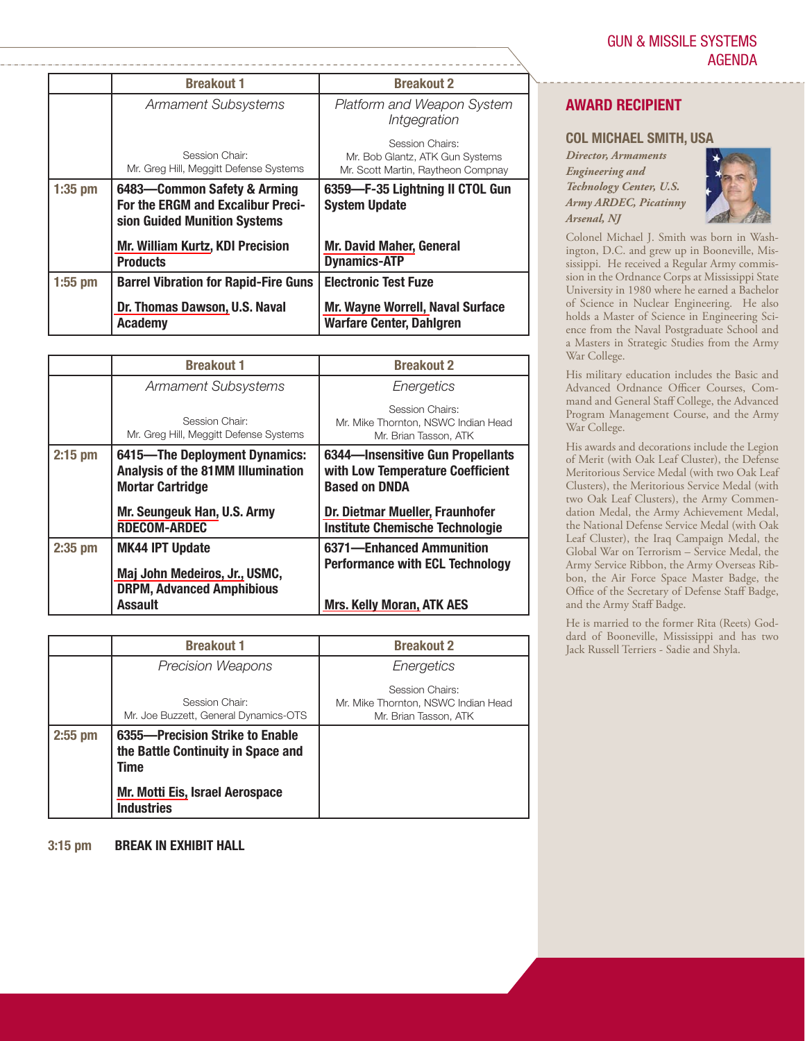| | Breakout 1 | Breakout 2 |
|---|---|---|
| | *Armament Subsystems*<br><br>Session Chair:<br>Mr. Greg Hill, Meggitt Defense Systems | *Platform and Weapon System Intgegration*<br><br>Session Chairs:<br>Mr. Bob Glantz, ATK Gun Systems<br>Mr. Scott Martin, Raytheon Compnay |
| **1:35 pm** | **6483—Common Safety & Arming For the ERGM and Excalibur Precision Guided Munition Systems**<br><br>**Mr. William Kurtz, KDI Precision Products** | **6359—F-35 Lightning II CTOL Gun System Update**<br><br>**Mr. David Maher, General Dynamics-ATP** |
| **1:55 pm** | **Barrel Vibration for Rapid-Fire Guns**<br><br>**Dr. Thomas Dawson, U.S. Naval Academy** | **Electronic Test Fuze**<br><br>**Mr. Wayne Worrell, Naval Surface Warfare Center, Dahlgren** |

| | Breakout 1 | Breakout 2 |
|---|---|---|
| | *Armament Subsystems*<br><br>Session Chair:<br>Mr. Greg Hill, Meggitt Defense Systems | *Energetics*<br><br>Session Chairs:<br>Mr. Mike Thornton, NSWC Indian Head<br>Mr. Brian Tasson, ATK |
| **2:15 pm** | **6415—The Deployment Dynamics: Analysis of the 81MM Illumination Mortar Cartridge**<br><br>**Mr. Seungeuk Han, U.S. Army RDECOM-ARDEC** | **6344—Insensitive Gun Propellants with Low Temperature Coefficient Based on DNDA**<br><br>**Dr. Dietmar Mueller, Fraunhofer Institute Chemische Technologie** |
| **2:35 pm** | **MK44 IPT Update**<br><br>**Maj John Medeiros, Jr., USMC, DRPM, Advanced Amphibious Assault** | **6371—Enhanced Ammunition Performance with ECL Technology**<br><br>**Mrs. Kelly Moran, ATK AES** |

| | Breakout 1 | Breakout 2 |
|---|---|---|
| | *Precision Weapons*<br><br>Session Chair:<br>Mr. Joe Buzzett, General Dynamics-OTS | *Energetics*<br><br>Session Chairs:<br>Mr. Mike Thornton, NSWC Indian Head<br>Mr. Brian Tasson, ATK |
| **2:55 pm** | **6355—Precision Strike to Enable the Battle Continuity in Space and Time**<br><br>**Mr. Motti Eis, Israel Aerospace Industries** | |

**3:15 pm** **BREAK IN EXHIBIT HALL**

## AWARD RECIPIENT

### COL MICHAEL SMITH, USA

*Director, Armaments Engineering and Technology Center, U.S. Army ARDEC, Picatinny Arsenal, NJ*

Colonel Michael J. Smith was born in Washington, D.C. and grew up in Booneville, Mississippi. He received a Regular Army commission in the Ordnance Corps at Mississippi State University in 1980 where he earned a Bachelor of Science in Nuclear Engineering. He also holds a Master of Science in Engineering Science from the Naval Postgraduate School and a Masters in Strategic Studies from the Army War College.

His military education includes the Basic and Advanced Ordnance Officer Courses, Command and General Staff College, the Advanced Program Management Course, and the Army War College.

His awards and decorations include the Legion of Merit (with Oak Leaf Cluster), the Defense Meritorious Service Medal (with two Oak Leaf Clusters), the Meritorious Service Medal (with two Oak Leaf Clusters), the Army Commendation Medal, the Army Achievement Medal, the National Defense Service Medal (with Oak Leaf Cluster), the Iraq Campaign Medal, the Global War on Terrorism – Service Medal, the Army Service Ribbon, the Army Overseas Ribbon, the Air Force Space Master Badge, the Office of the Secretary of Defense Staff Badge, and the Army Staff Badge.

He is married to the former Rita (Reets) Goddard of Booneville, Mississippi and has two Jack Russell Terriers - Sadie and Shyla.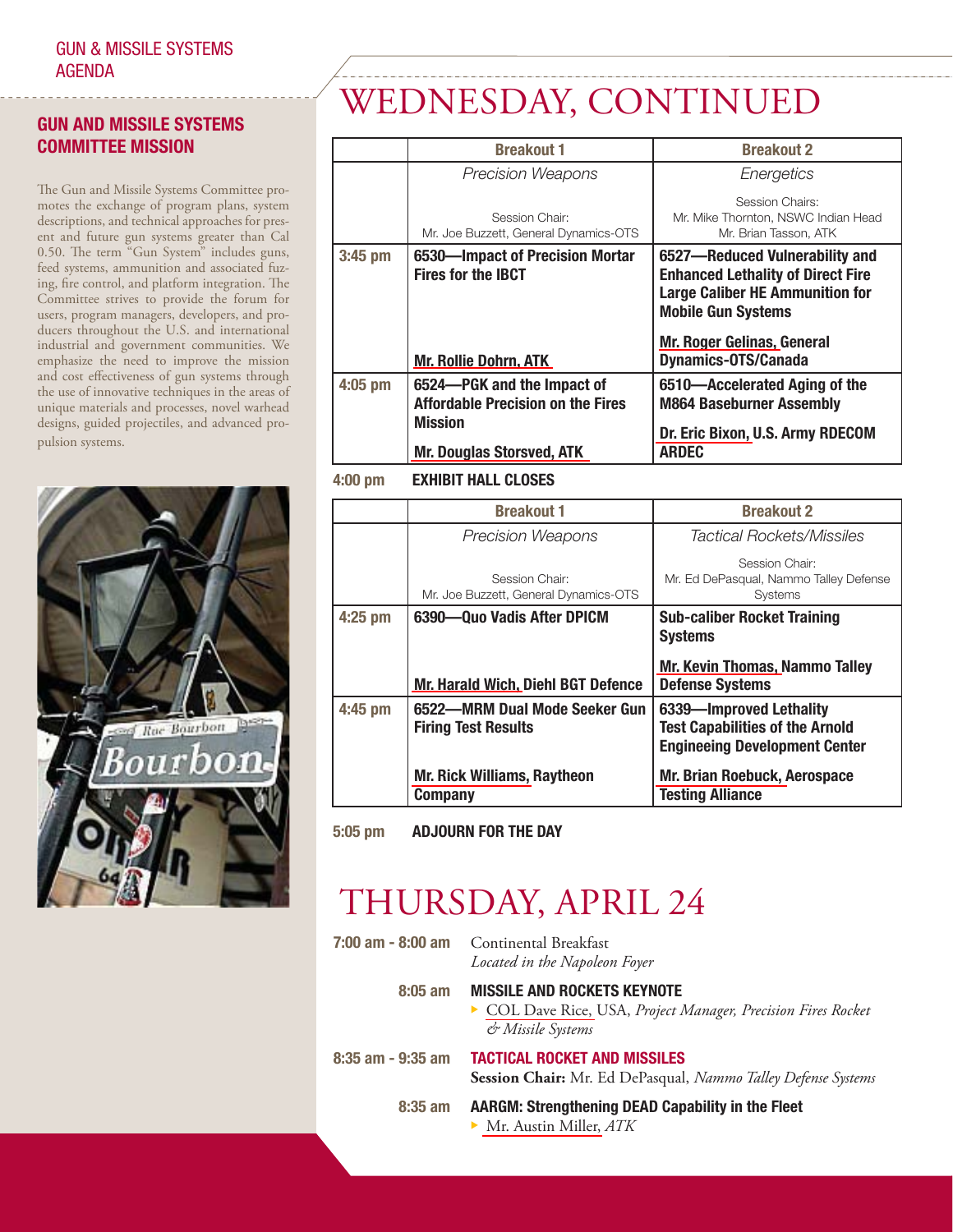GUN & MISSILE SYSTEMS AGENDA

## GUN AND MISSILE SYSTEMS COMMITTEE MISSION

The Gun and Missile Systems Committee promotes the exchange of program plans, system descriptions, and technical approaches for present and future gun systems greater than Cal 0.50. The term "Gun System" includes guns, feed systems, ammunition and associated fuzing, fire control, and platform integration. The Committee strives to provide the forum for users, program managers, developers, and producers throughout the U.S. and international industrial and government communities. We emphasize the need to improve the mission and cost effectiveness of gun systems through the use of innovative techniques in the areas of unique materials and processes, novel warhead designs, guided projectiles, and advanced propulsion systems.

# WEDNESDAY, CONTINUED

| | Breakout 1 | Breakout 2 |
|---|---|---|
| | *Precision Weapons*<br><br>Session Chair:<br>Mr. Joe Buzzett, General Dynamics-OTS | *Energetics*<br><br>Session Chairs:<br>Mr. Mike Thornton, NSWC Indian Head<br>Mr. Brian Tasson, ATK |
| **3:45 pm** | **6530—Impact of Precision Mortar Fires for the IBCT**<br><br>**Mr. Rollie Dohrn, ATK** | **6527—Reduced Vulnerability and Enhanced Lethality of Direct Fire Large Caliber HE Ammunition for Mobile Gun Systems**<br><br>**Mr. Roger Gelinas, General Dynamics-OTS/Canada** |
| **4:05 pm** | **6524—PGK and the Impact of Affordable Precision on the Fires Mission**<br><br>**Mr. Douglas Storsved, ATK** | **6510—Accelerated Aging of the M864 Baseburner Assembly**<br><br>**Dr. Eric Bixon, U.S. Army RDECOM ARDEC** |

**4:00 pm** **EXHIBIT HALL CLOSES**

| | Breakout 1 | Breakout 2 |
|---|---|---|
| | *Precision Weapons*<br><br>Session Chair:<br>Mr. Joe Buzzett, General Dynamics-OTS | *Tactical Rockets/Missiles*<br><br>Session Chair:<br>Mr. Ed DePasqual, Nammo Talley Defense Systems |
| **4:25 pm** | **6390—Quo Vadis After DPICM**<br><br>**Mr. Harald Wich, Diehl BGT Defence** | **Sub-caliber Rocket Training Systems**<br><br>**Mr. Kevin Thomas, Nammo Talley Defense Systems** |
| **4:45 pm** | **6522—MRM Dual Mode Seeker Gun Firing Test Results**<br><br>**Mr. Rick Williams, Raytheon Company** | **6339—Improved Lethality Test Capabilities of the Arnold Engineeing Development Center**<br><br>**Mr. Brian Roebuck, Aerospace Testing Alliance** |

**5:05 pm** **ADJOURN FOR THE DAY**

# THURSDAY, APRIL 24

**7:00 am - 8:00 am** Continental Breakfast
*Located in the Napoleon Foyer*

**8:05 am** **MISSILE AND ROCKETS KEYNOTE**
- COL Dave Rice, USA, *Project Manager, Precision Fires Rocket & Missile Systems*

**8:35 am - 9:35 am** **TACTICAL ROCKET AND MISSILES**
**Session Chair:** Mr. Ed DePasqual, *Nammo Talley Defense Systems*

**8:35 am** **AARGM: Strengthening DEAD Capability in the Fleet**
- Mr. Austin Miller, *ATK*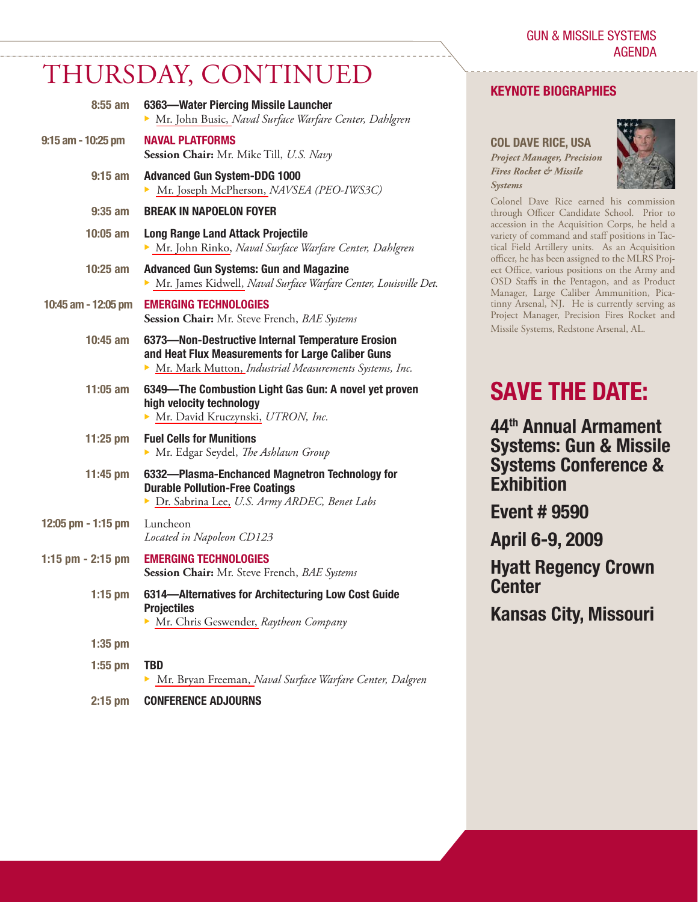# THURSDAY, CONTINUED

**8:55 am** — **6363—Water Piercing Missile Launcher**
- Mr. John Busic, *Naval Surface Warfare Center, Dahlgren*

**9:15 am - 10:25 pm** — **NAVAL PLATFORMS**
**Session Chair:** Mr. Mike Till, *U.S. Navy*

**9:15 am** — **Advanced Gun System-DDG 1000**
- Mr. Joseph McPherson, *NAVSEA (PEO-IWS3C)*

**9:35 am** — **BREAK IN NAPOELON FOYER**

**10:05 am** — **Long Range Land Attack Projectile**
- Mr. John Rinko, *Naval Surface Warfare Center, Dahlgren*

**10:25 am** — **Advanced Gun Systems: Gun and Magazine**
- Mr. James Kidwell, *Naval Surface Warfare Center, Louisville Det.*

**10:45 am - 12:05 pm** — **EMERGING TECHNOLOGIES**
**Session Chair:** Mr. Steve French, *BAE Systems*

**10:45 am** — **6373—Non-Destructive Internal Temperature Erosion and Heat Flux Measurements for Large Caliber Guns**
- Mr. Mark Mutton, *Industrial Measurements Systems, Inc.*

**11:05 am** — **6349—The Combustion Light Gas Gun: A novel yet proven high velocity technology**
- Mr. David Kruczynski, *UTRON, Inc.*

**11:25 pm** — **Fuel Cells for Munitions**
- Mr. Edgar Seydel, *The Ashlawn Group*

**11:45 pm** — **6332—Plasma-Enchanced Magnetron Technology for Durable Pollution-Free Coatings**
- Dr. Sabrina Lee, *U.S. Army ARDEC, Benet Labs*

**12:05 pm - 1:15 pm** — Luncheon
*Located in Napoleon CD123*

**1:15 pm - 2:15 pm** — **EMERGING TECHNOLOGIES**
**Session Chair:** Mr. Steve French, *BAE Systems*

**1:15 pm** — **6314—Alternatives for Architecturing Low Cost Guide Projectiles**
- Mr. Chris Geswender, *Raytheon Company*

**1:35 pm**

**1:55 pm** — **TBD**
- Mr. Bryan Freeman, *Naval Surface Warfare Center, Dalgren*

**2:15 pm** — **CONFERENCE ADJOURNS**

## KEYNOTE BIOGRAPHIES

### COL DAVE RICE, USA
***Project Manager, Precision Fires Rocket & Missile Systems***

Colonel Dave Rice earned his commission through Officer Candidate School. Prior to accession in the Acquisition Corps, he held a variety of command and staff positions in Tactical Field Artillery units. As an Acquisition officer, he has been assigned to the MLRS Project Office, various positions on the Army and OSD Staffs in the Pentagon, and as Product Manager, Large Caliber Ammunition, Picatinny Arsenal, NJ. He is currently serving as Project Manager, Precision Fires Rocket and Missile Systems, Redstone Arsenal, AL.

## SAVE THE DATE:

**44th Annual Armament Systems: Gun & Missile Systems Conference & Exhibition**

**Event # 9590**

**April 6-9, 2009**

**Hyatt Regency Crown Center**

**Kansas City, Missouri**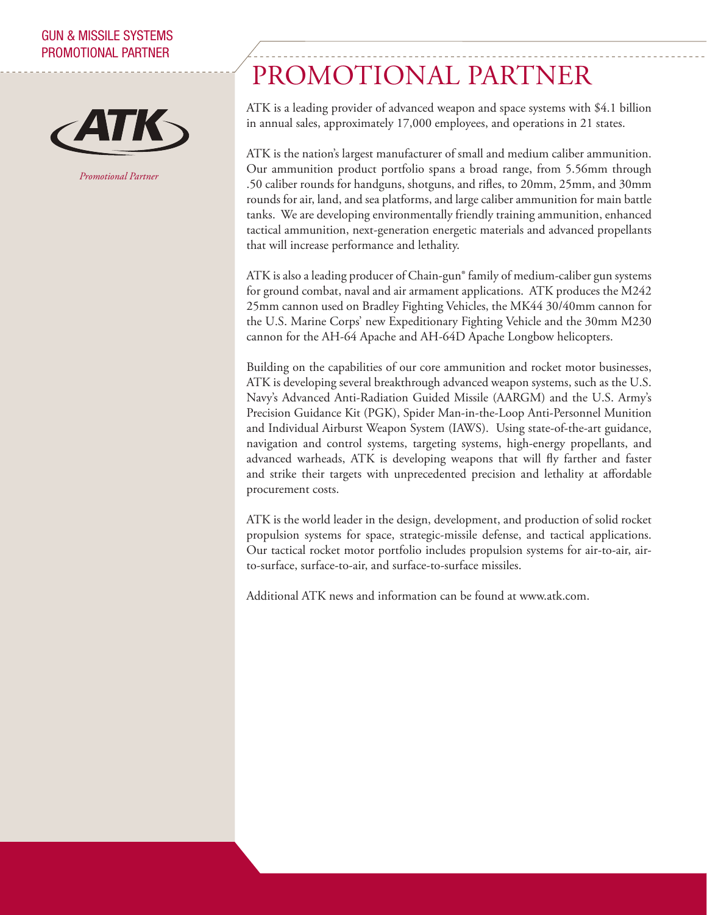GUN & MISSILE SYSTEMS
PROMOTIONAL PARTNER

*Promotional Partner*

# PROMOTIONAL PARTNER

ATK is a leading provider of advanced weapon and space systems with $4.1 billion in annual sales, approximately 17,000 employees, and operations in 21 states.

ATK is the nation's largest manufacturer of small and medium caliber ammunition. Our ammunition product portfolio spans a broad range, from 5.56mm through .50 caliber rounds for handguns, shotguns, and rifles, to 20mm, 25mm, and 30mm rounds for air, land, and sea platforms, and large caliber ammunition for main battle tanks. We are developing environmentally friendly training ammunition, enhanced tactical ammunition, next-generation energetic materials and advanced propellants that will increase performance and lethality.

ATK is also a leading producer of Chain-gun® family of medium-caliber gun systems for ground combat, naval and air armament applications. ATK produces the M242 25mm cannon used on Bradley Fighting Vehicles, the MK44 30/40mm cannon for the U.S. Marine Corps' new Expeditionary Fighting Vehicle and the 30mm M230 cannon for the AH-64 Apache and AH-64D Apache Longbow helicopters.

Building on the capabilities of our core ammunition and rocket motor businesses, ATK is developing several breakthrough advanced weapon systems, such as the U.S. Navy's Advanced Anti-Radiation Guided Missile (AARGM) and the U.S. Army's Precision Guidance Kit (PGK), Spider Man-in-the-Loop Anti-Personnel Munition and Individual Airburst Weapon System (IAWS). Using state-of-the-art guidance, navigation and control systems, targeting systems, high-energy propellants, and advanced warheads, ATK is developing weapons that will fly farther and faster and strike their targets with unprecedented precision and lethality at affordable procurement costs.

ATK is the world leader in the design, development, and production of solid rocket propulsion systems for space, strategic-missile defense, and tactical applications. Our tactical rocket motor portfolio includes propulsion systems for air-to-air, air-to-surface, surface-to-air, and surface-to-surface missiles.

Additional ATK news and information can be found at www.atk.com.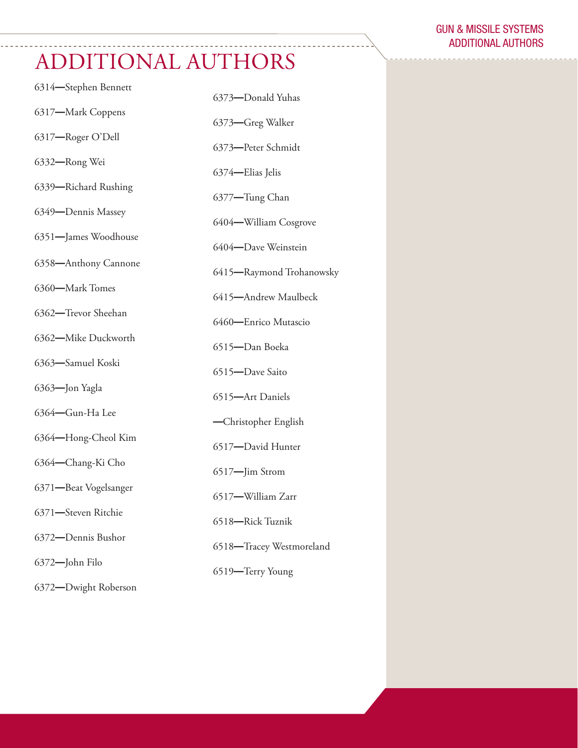# ADDITIONAL AUTHORS

6314—Stephen Bennett

6317—Mark Coppens

6317—Roger O'Dell

6332—Rong Wei

6339—Richard Rushing

6349—Dennis Massey

6351—James Woodhouse

6358—Anthony Cannone

6360—Mark Tomes

6362—Trevor Sheehan

6362—Mike Duckworth

6363—Samuel Koski

6363—Jon Yagla

6364—Gun-Ha Lee

6364—Hong-Cheol Kim

6364—Chang-Ki Cho

6371—Beat Vogelsanger

6371—Steven Ritchie

6372—Dennis Bushor

6372—John Filo

6372—Dwight Roberson

6373—Donald Yuhas

6373—Greg Walker

6373—Peter Schmidt

6374—Elias Jelis

6377—Tung Chan

6404—William Cosgrove

6404—Dave Weinstein

6415—Raymond Trohanowsky

6415—Andrew Maulbeck

6460—Enrico Mutascio

6515—Dan Boeka

6515—Dave Saito

6515—Art Daniels

—Christopher English

6517—David Hunter

6517—Jim Strom

6517—William Zarr

6518—Rick Tuznik

6518—Tracey Westmoreland

6519—Terry Young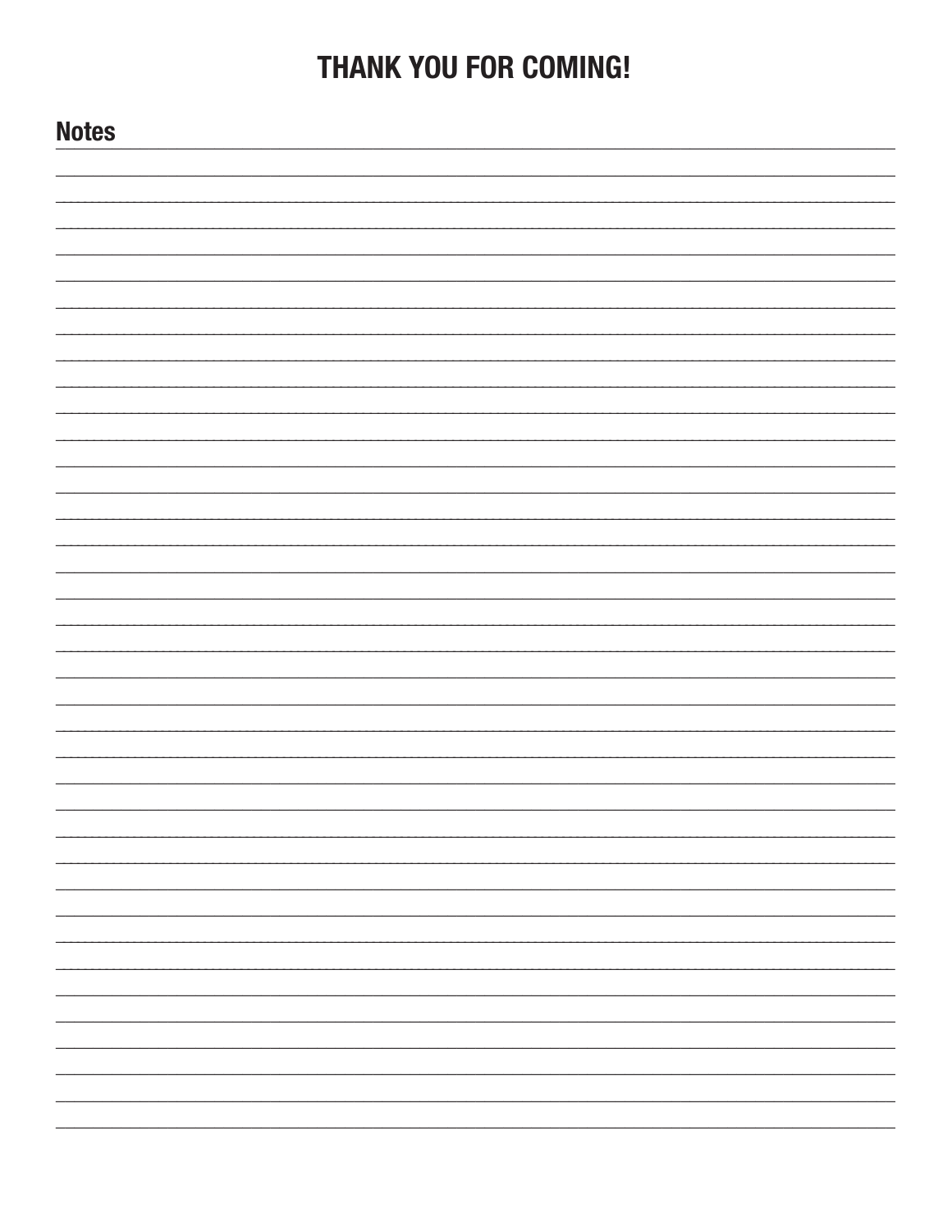# THANK YOU FOR COMING!

## Notes